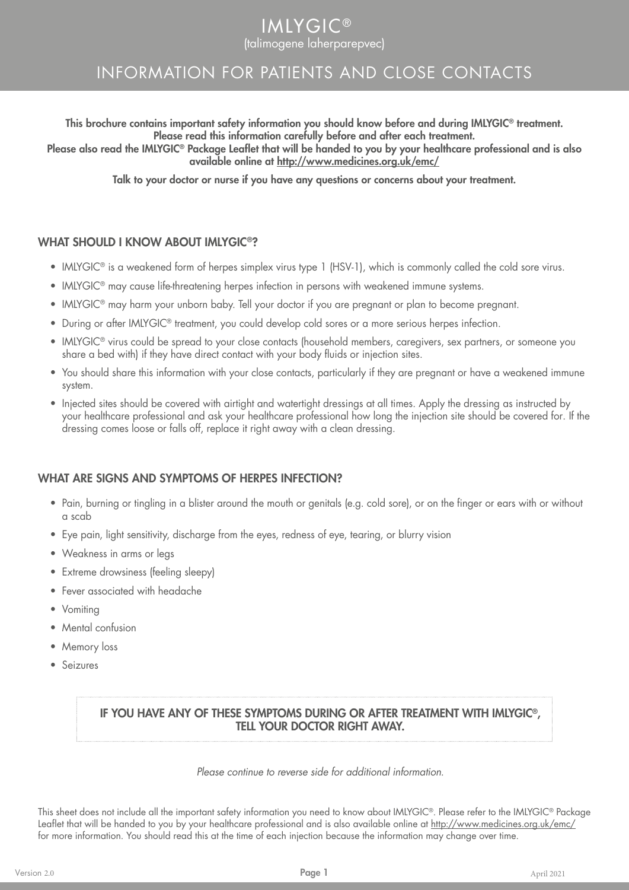# IMLYGIC®

(talimogene laherparepvec)

## INFORMATION FOR PATIENTS AND CLOSE CONTACTS

**This brochure contains important safety information you should know before and during IMLYGIC® treatment. Please read this information carefully before and after each treatment.**
**Please also read the IMLYGIC® Package Leaflet that will be handed to you by your healthcare professional and is also available online at http://www.medicines.org.uk/emc/**

**Talk to your doctor or nurse if you have any questions or concerns about your treatment.**

### WHAT SHOULD I KNOW ABOUT IMLYGIC®?

- IMLYGIC® is a weakened form of herpes simplex virus type 1 (HSV-1), which is commonly called the cold sore virus.
- IMLYGIC® may cause life-threatening herpes infection in persons with weakened immune systems.
- IMLYGIC® may harm your unborn baby. Tell your doctor if you are pregnant or plan to become pregnant.
- During or after IMLYGIC® treatment, you could develop cold sores or a more serious herpes infection.
- IMLYGIC® virus could be spread to your close contacts (household members, caregivers, sex partners, or someone you share a bed with) if they have direct contact with your body fluids or injection sites.
- You should share this information with your close contacts, particularly if they are pregnant or have a weakened immune system.
- Injected sites should be covered with airtight and watertight dressings at all times. Apply the dressing as instructed by your healthcare professional and ask your healthcare professional how long the injection site should be covered for. If the dressing comes loose or falls off, replace it right away with a clean dressing.

### WHAT ARE SIGNS AND SYMPTOMS OF HERPES INFECTION?

- Pain, burning or tingling in a blister around the mouth or genitals (e.g. cold sore), or on the finger or ears with or without a scab
- Eye pain, light sensitivity, discharge from the eyes, redness of eye, tearing, or blurry vision
- Weakness in arms or legs
- Extreme drowsiness (feeling sleepy)
- Fever associated with headache
- Vomiting
- Mental confusion
- Memory loss
- Seizures

**IF YOU HAVE ANY OF THESE SYMPTOMS DURING OR AFTER TREATMENT WITH IMLYGIC®, TELL YOUR DOCTOR RIGHT AWAY.**

*Please continue to reverse side for additional information.*

This sheet does not include all the important safety information you need to know about IMLYGIC®. Please refer to the IMLYGIC® Package Leaflet that will be handed to you by your healthcare professional and is also available online at http://www.medicines.org.uk/emc/ for more information. You should read this at the time of each injection because the information may change over time.

Version 2.0 April 2021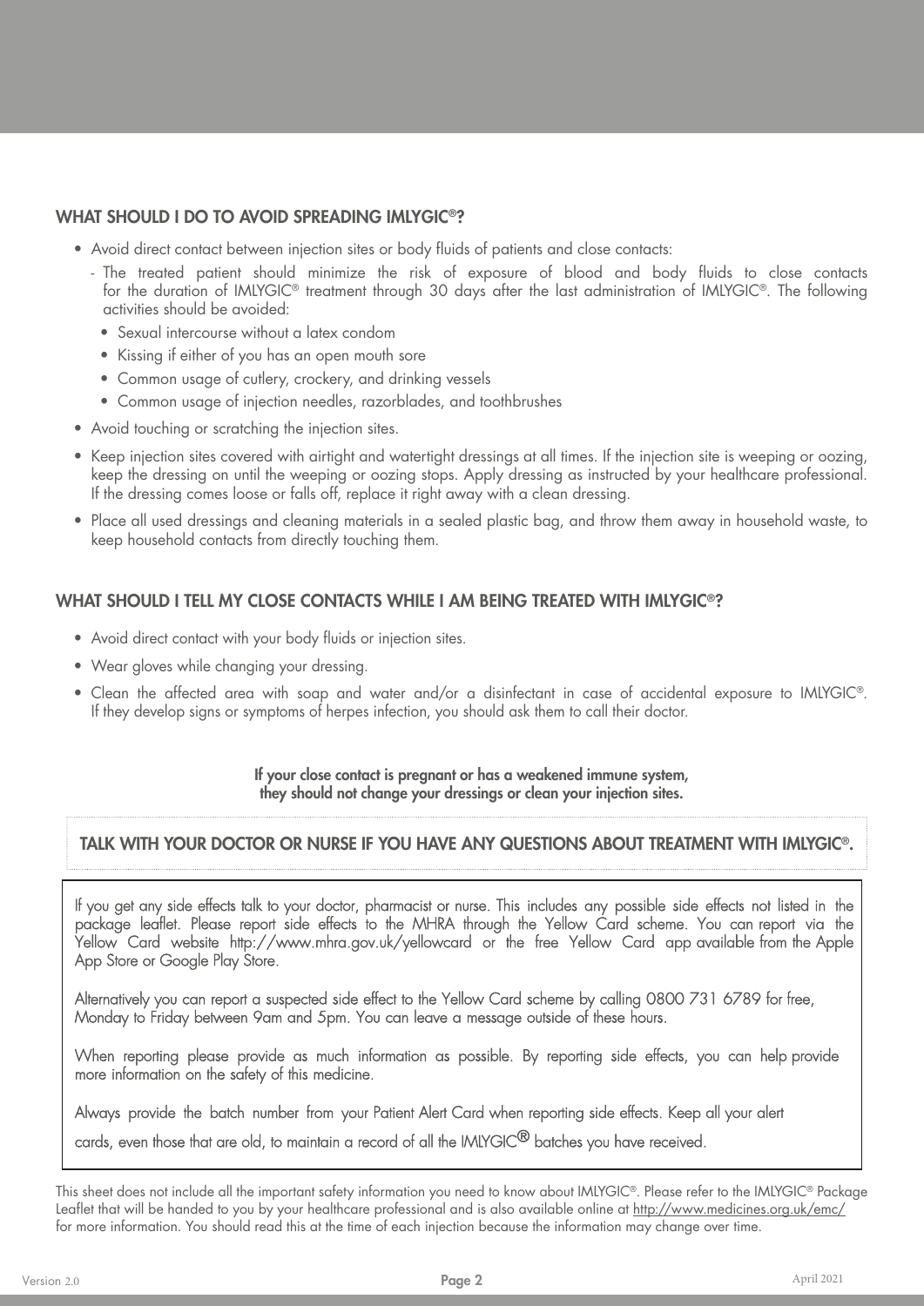## WHAT SHOULD I DO TO AVOID SPREADING IMLYGIC®?

- Avoid direct contact between injection sites or body fluids of patients and close contacts:
  - The treated patient should minimize the risk of exposure of blood and body fluids to close contacts for the duration of IMLYGIC® treatment through 30 days after the last administration of IMLYGIC®. The following activities should be avoided:
    - Sexual intercourse without a latex condom
    - Kissing if either of you has an open mouth sore
    - Common usage of cutlery, crockery, and drinking vessels
    - Common usage of injection needles, razorblades, and toothbrushes
- Avoid touching or scratching the injection sites.
- Keep injection sites covered with airtight and watertight dressings at all times. If the injection site is weeping or oozing, keep the dressing on until the weeping or oozing stops. Apply dressing as instructed by your healthcare professional. If the dressing comes loose or falls off, replace it right away with a clean dressing.
- Place all used dressings and cleaning materials in a sealed plastic bag, and throw them away in household waste, to keep household contacts from directly touching them.

## WHAT SHOULD I TELL MY CLOSE CONTACTS WHILE I AM BEING TREATED WITH IMLYGIC®?

- Avoid direct contact with your body fluids or injection sites.
- Wear gloves while changing your dressing.
- Clean the affected area with soap and water and/or a disinfectant in case of accidental exposure to IMLYGIC®. If they develop signs or symptoms of herpes infection, you should ask them to call their doctor.

**If your close contact is pregnant or has a weakened immune system, they should not change your dressings or clean your injection sites.**

**TALK WITH YOUR DOCTOR OR NURSE IF YOU HAVE ANY QUESTIONS ABOUT TREATMENT WITH IMLYGIC®.**

If you get any side effects talk to your doctor, pharmacist or nurse. This includes any possible side effects not listed in the package leaflet. Please report side effects to the MHRA through the Yellow Card scheme. You can report via the Yellow Card website http://www.mhra.gov.uk/yellowcard or the free Yellow Card app available from the Apple App Store or Google Play Store.

Alternatively you can report a suspected side effect to the Yellow Card scheme by calling 0800 731 6789 for free, Monday to Friday between 9am and 5pm. You can leave a message outside of these hours.

When reporting please provide as much information as possible. By reporting side effects, you can help provide more information on the safety of this medicine.

Always provide the batch number from your Patient Alert Card when reporting side effects. Keep all your alert cards, even those that are old, to maintain a record of all the IMLYGIC® batches you have received.

This sheet does not include all the important safety information you need to know about IMLYGIC®. Please refer to the IMLYGIC® Package Leaflet that will be handed to you by your healthcare professional and is also available online at http://www.medicines.org.uk/emc/ for more information. You should read this at the time of each injection because the information may change over time.

Version 2.0 April 2021